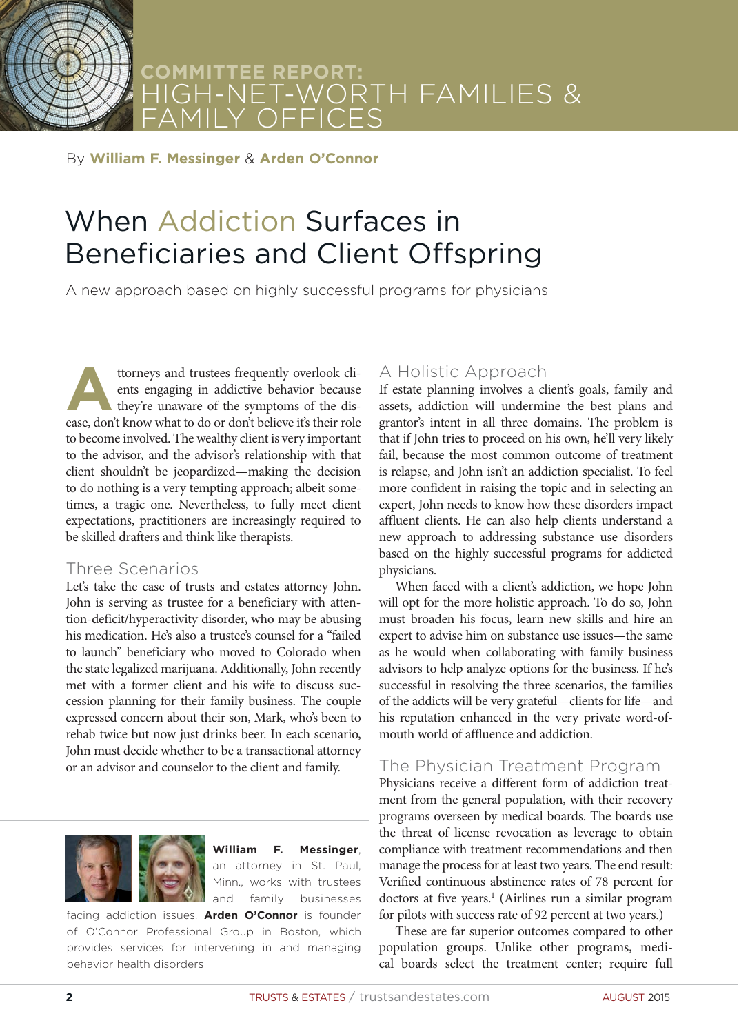COMMITTEE REPORT: HIGH-NET-WORTH FAMILIES & FAMILY OFFICES

By **William F. Messinger** & **Arden O'Connor**

# When Addiction Surfaces in Beneficiaries and Client Offspring

A new approach based on highly successful programs for physicians

Attorneys and trustees frequently overlook clients engaging in addictive behavior because they're unaware of the symptoms of the disease, don't know what to do or don't believe it's their role to become involved. The wealthy client is very important to the advisor, and the advisor's relationship with that client shouldn't be jeopardized—making the decision to do nothing is a very tempting approach; albeit sometimes, a tragic one. Nevertheless, to fully meet client expectations, practitioners are increasingly required to be skilled drafters and think like therapists.

## Three Scenarios

Let's take the case of trusts and estates attorney John. John is serving as trustee for a beneficiary with attention-deficit/hyperactivity disorder, who may be abusing his medication. He's also a trustee's counsel for a "failed to launch" beneficiary who moved to Colorado when the state legalized marijuana. Additionally, John recently met with a former client and his wife to discuss succession planning for their family business. The couple expressed concern about their son, Mark, who's been to rehab twice but now just drinks beer. In each scenario, John must decide whether to be a transactional attorney or an advisor and counselor to the client and family.

**William F. Messinger**, an attorney in St. Paul, Minn., works with trustees and family businesses facing addiction issues. **Arden O'Connor** is founder of O'Connor Professional Group in Boston, which provides services for intervening in and managing behavior health disorders

## A Holistic Approach

If estate planning involves a client's goals, family and assets, addiction will undermine the best plans and grantor's intent in all three domains. The problem is that if John tries to proceed on his own, he'll very likely fail, because the most common outcome of treatment is relapse, and John isn't an addiction specialist. To feel more confident in raising the topic and in selecting an expert, John needs to know how these disorders impact affluent clients. He can also help clients understand a new approach to addressing substance use disorders based on the highly successful programs for addicted physicians.

When faced with a client's addiction, we hope John will opt for the more holistic approach. To do so, John must broaden his focus, learn new skills and hire an expert to advise him on substance use issues—the same as he would when collaborating with family business advisors to help analyze options for the business. If he's successful in resolving the three scenarios, the families of the addicts will be very grateful—clients for life—and his reputation enhanced in the very private word-of-mouth world of affluence and addiction.

## The Physician Treatment Program

Physicians receive a different form of addiction treatment from the general population, with their recovery programs overseen by medical boards. The boards use the threat of license revocation as leverage to obtain compliance with treatment recommendations and then manage the process for at least two years. The end result: Verified continuous abstinence rates of 78 percent for doctors at five years.[1] (Airlines run a similar program for pilots with success rate of 92 percent at two years.)

These are far superior outcomes compared to other population groups. Unlike other programs, medical boards select the treatment center; require full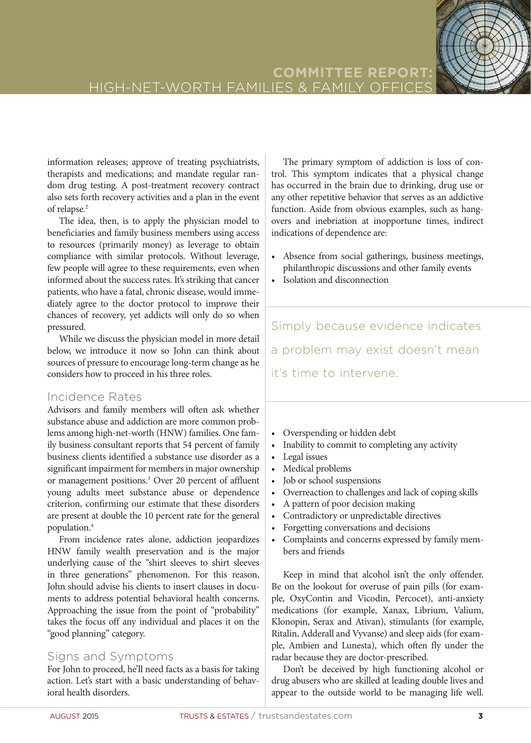information releases; approve of treating psychiatrists, therapists and medications; and mandate regular random drug testing. A post-treatment recovery contract also sets forth recovery activities and a plan in the event of relapse.[2]

The idea, then, is to apply the physician model to beneficiaries and family business members using access to resources (primarily money) as leverage to obtain compliance with similar protocols. Without leverage, few people will agree to these requirements, even when informed about the success rates. It's striking that cancer patients, who have a fatal, chronic disease, would immediately agree to the doctor protocol to improve their chances of recovery, yet addicts will only do so when pressured.

While we discuss the physician model in more detail below, we introduce it now so John can think about sources of pressure to encourage long-term change as he considers how to proceed in his three roles.

## Incidence Rates

Advisors and family members will often ask whether substance abuse and addiction are more common problems among high-net-worth (HNW) families. One family business consultant reports that 54 percent of family business clients identified a substance use disorder as a significant impairment for members in major ownership or management positions.[3] Over 20 percent of affluent young adults meet substance abuse or dependence criterion, confirming our estimate that these disorders are present at double the 10 percent rate for the general population.[4]

From incidence rates alone, addiction jeopardizes HNW family wealth preservation and is the major underlying cause of the "shirt sleeves to shirt sleeves in three generations" phenomenon. For this reason, John should advise his clients to insert clauses in documents to address potential behavioral health concerns. Approaching the issue from the point of "probability" takes the focus off any individual and places it on the "good planning" category.

## Signs and Symptoms

For John to proceed, he'll need facts as a basis for taking action. Let's start with a basic understanding of behavioral health disorders.

The primary symptom of addiction is loss of control. This symptom indicates that a physical change has occurred in the brain due to drinking, drug use or any other repetitive behavior that serves as an addictive function. Aside from obvious examples, such as hangovers and inebriation at inopportune times, indirect indications of dependence are:

- Absence from social gatherings, business meetings, philanthropic discussions and other family events
- Isolation and disconnection
- Overspending or hidden debt
- Inability to commit to completing any activity
- Legal issues
- Medical problems
- Job or school suspensions
- Overreaction to challenges and lack of coping skills
- A pattern of poor decision making
- Contradictory or unpredictable directives
- Forgetting conversations and decisions
- Complaints and concerns expressed by family members and friends

> Simply because evidence indicates a problem may exist doesn't mean it's time to intervene.

Keep in mind that alcohol isn't the only offender. Be on the lookout for overuse of pain pills (for example, OxyContin and Vicodin, Percocet), anti-anxiety medications (for example, Xanax, Librium, Valium, Klonopin, Serax and Ativan), stimulants (for example, Ritalin, Adderall and Vyvanse) and sleep aids (for example, Ambien and Lunesta), which often fly under the radar because they are doctor-prescribed.

Don't be deceived by high functioning alcohol or drug abusers who are skilled at leading double lives and appear to the outside world to be managing life well.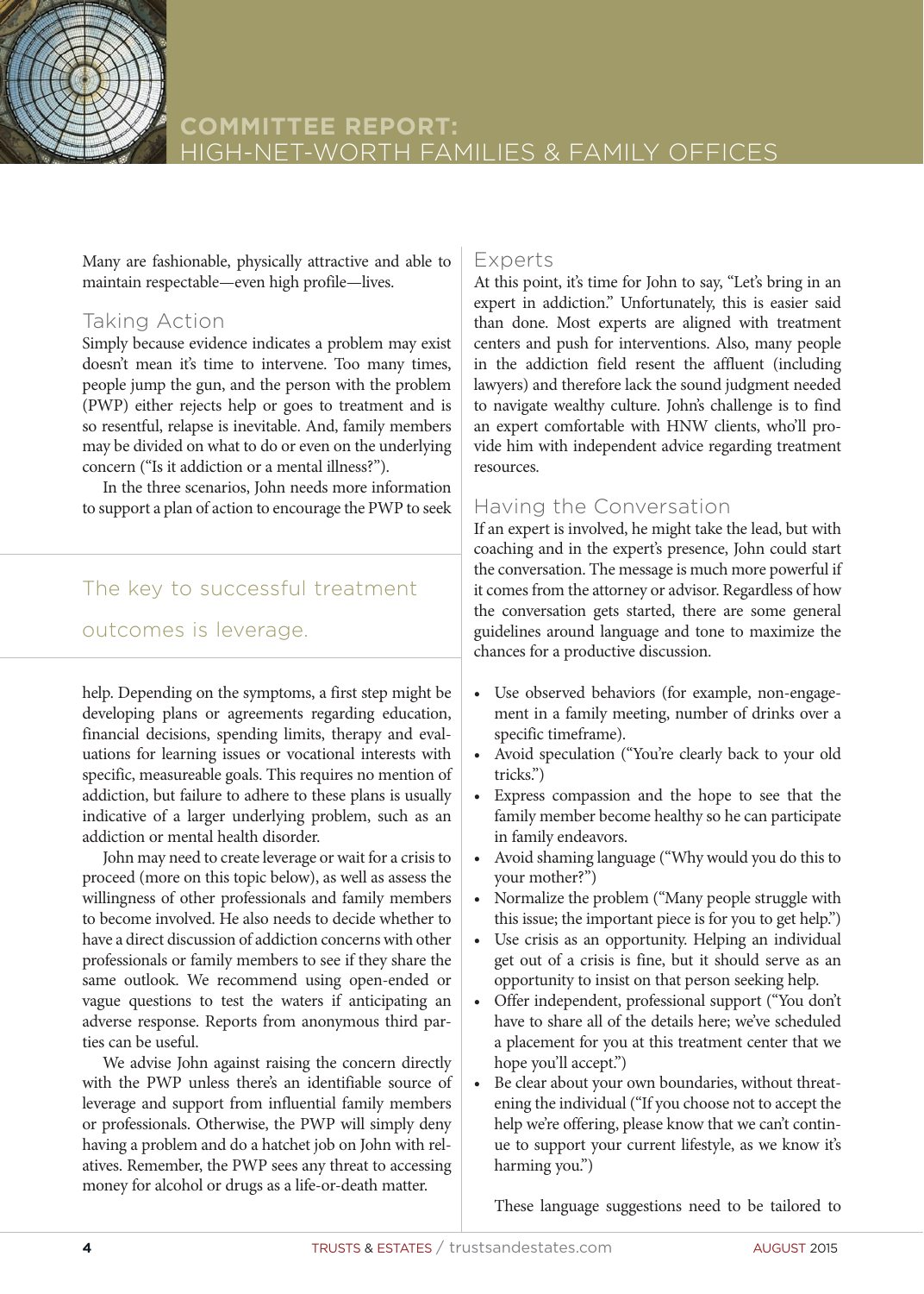Many are fashionable, physically attractive and able to maintain respectable—even high profile—lives.

## Taking Action

Simply because evidence indicates a problem may exist doesn't mean it's time to intervene. Too many times, people jump the gun, and the person with the problem (PWP) either rejects help or goes to treatment and is so resentful, relapse is inevitable. And, family members may be divided on what to do or even on the underlying concern ("Is it addiction or a mental illness?").

In the three scenarios, John needs more information to support a plan of action to encourage the PWP to seek help. Depending on the symptoms, a first step might be developing plans or agreements regarding education, financial decisions, spending limits, therapy and evaluations for learning issues or vocational interests with specific, measureable goals. This requires no mention of addiction, but failure to adhere to these plans is usually indicative of a larger underlying problem, such as an addiction or mental health disorder.

> The key to successful treatment outcomes is leverage.

John may need to create leverage or wait for a crisis to proceed (more on this topic below), as well as assess the willingness of other professionals and family members to become involved. He also needs to decide whether to have a direct discussion of addiction concerns with other professionals or family members to see if they share the same outlook. We recommend using open-ended or vague questions to test the waters if anticipating an adverse response. Reports from anonymous third parties can be useful.

We advise John against raising the concern directly with the PWP unless there's an identifiable source of leverage and support from influential family members or professionals. Otherwise, the PWP will simply deny having a problem and do a hatchet job on John with relatives. Remember, the PWP sees any threat to accessing money for alcohol or drugs as a life-or-death matter.

## Experts

At this point, it's time for John to say, "Let's bring in an expert in addiction." Unfortunately, this is easier said than done. Most experts are aligned with treatment centers and push for interventions. Also, many people in the addiction field resent the affluent (including lawyers) and therefore lack the sound judgment needed to navigate wealthy culture. John's challenge is to find an expert comfortable with HNW clients, who'll provide him with independent advice regarding treatment resources.

## Having the Conversation

If an expert is involved, he might take the lead, but with coaching and in the expert's presence, John could start the conversation. The message is much more powerful if it comes from the attorney or advisor. Regardless of how the conversation gets started, there are some general guidelines around language and tone to maximize the chances for a productive discussion.

- Use observed behaviors (for example, non-engagement in a family meeting, number of drinks over a specific timeframe).
- Avoid speculation ("You're clearly back to your old tricks.")
- Express compassion and the hope to see that the family member become healthy so he can participate in family endeavors.
- Avoid shaming language ("Why would you do this to your mother?")
- Normalize the problem ("Many people struggle with this issue; the important piece is for you to get help.")
- Use crisis as an opportunity. Helping an individual get out of a crisis is fine, but it should serve as an opportunity to insist on that person seeking help.
- Offer independent, professional support ("You don't have to share all of the details here; we've scheduled a placement for you at this treatment center that we hope you'll accept.")
- Be clear about your own boundaries, without threatening the individual ("If you choose not to accept the help we're offering, please know that we can't continue to support your current lifestyle, as we know it's harming you.")

These language suggestions need to be tailored to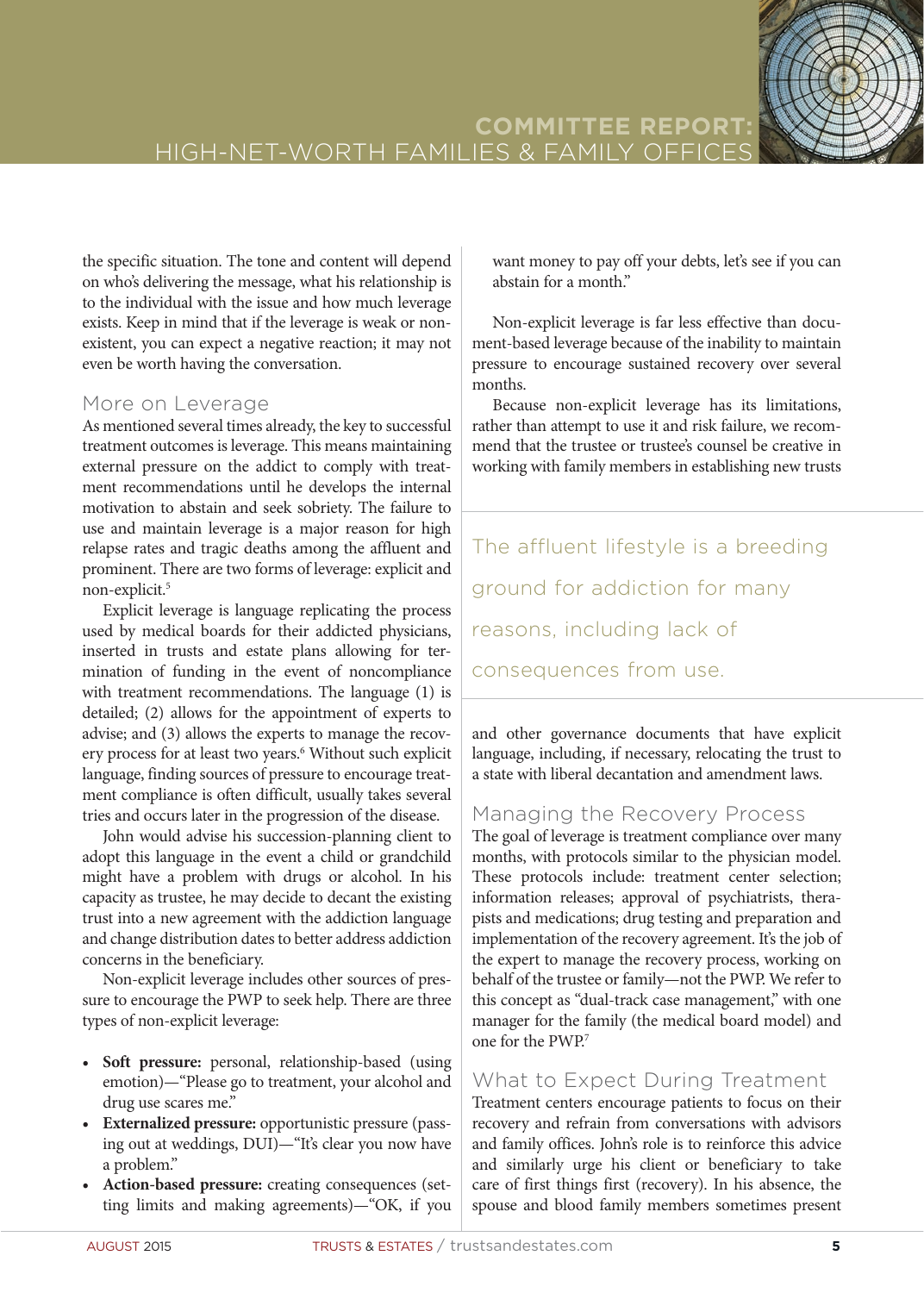the specific situation. The tone and content will depend on who's delivering the message, what his relationship is to the individual with the issue and how much leverage exists. Keep in mind that if the leverage is weak or nonexistent, you can expect a negative reaction; it may not even be worth having the conversation.

## More on Leverage

As mentioned several times already, the key to successful treatment outcomes is leverage. This means maintaining external pressure on the addict to comply with treatment recommendations until he develops the internal motivation to abstain and seek sobriety. The failure to use and maintain leverage is a major reason for high relapse rates and tragic deaths among the affluent and prominent. There are two forms of leverage: explicit and non-explicit.[5]

Explicit leverage is language replicating the process used by medical boards for their addicted physicians, inserted in trusts and estate plans allowing for termination of funding in the event of noncompliance with treatment recommendations. The language (1) is detailed; (2) allows for the appointment of experts to advise; and (3) allows the experts to manage the recovery process for at least two years.[6] Without such explicit language, finding sources of pressure to encourage treatment compliance is often difficult, usually takes several tries and occurs later in the progression of the disease.

John would advise his succession-planning client to adopt this language in the event a child or grandchild might have a problem with drugs or alcohol. In his capacity as trustee, he may decide to decant the existing trust into a new agreement with the addiction language and change distribution dates to better address addiction concerns in the beneficiary.

Non-explicit leverage includes other sources of pressure to encourage the PWP to seek help. There are three types of non-explicit leverage:

- **Soft pressure:** personal, relationship-based (using emotion)—"Please go to treatment, your alcohol and drug use scares me."
- **Externalized pressure:** opportunistic pressure (passing out at weddings, DUI)—"It's clear you now have a problem."
- **Action-based pressure:** creating consequences (setting limits and making agreements)—"OK, if you want money to pay off your debts, let's see if you can abstain for a month."

Non-explicit leverage is far less effective than document-based leverage because of the inability to maintain pressure to encourage sustained recovery over several months.

Because non-explicit leverage has its limitations, rather than attempt to use it and risk failure, we recommend that the trustee or trustee's counsel be creative in working with family members in establishing new trusts and other governance documents that have explicit language, including, if necessary, relocating the trust to a state with liberal decantation and amendment laws.

> The affluent lifestyle is a breeding ground for addiction for many reasons, including lack of consequences from use.

## Managing the Recovery Process

The goal of leverage is treatment compliance over many months, with protocols similar to the physician model. These protocols include: treatment center selection; information releases; approval of psychiatrists, therapists and medications; drug testing and preparation and implementation of the recovery agreement. It's the job of the expert to manage the recovery process, working on behalf of the trustee or family—not the PWP. We refer to this concept as "dual-track case management," with one manager for the family (the medical board model) and one for the PWP.[7]

## What to Expect During Treatment

Treatment centers encourage patients to focus on their recovery and refrain from conversations with advisors and family offices. John's role is to reinforce this advice and similarly urge his client or beneficiary to take care of first things first (recovery). In his absence, the spouse and blood family members sometimes present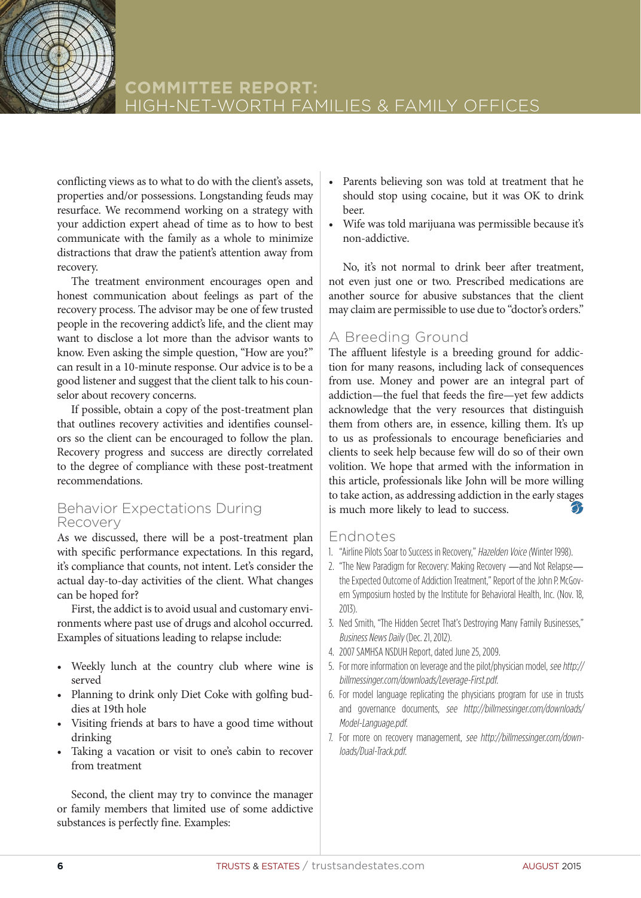conflicting views as to what to do with the client's assets, properties and/or possessions. Longstanding feuds may resurface. We recommend working on a strategy with your addiction expert ahead of time as to how to best communicate with the family as a whole to minimize distractions that draw the patient's attention away from recovery.

The treatment environment encourages open and honest communication about feelings as part of the recovery process. The advisor may be one of few trusted people in the recovering addict's life, and the client may want to disclose a lot more than the advisor wants to know. Even asking the simple question, "How are you?" can result in a 10-minute response. Our advice is to be a good listener and suggest that the client talk to his counselor about recovery concerns.

If possible, obtain a copy of the post-treatment plan that outlines recovery activities and identifies counselors so the client can be encouraged to follow the plan. Recovery progress and success are directly correlated to the degree of compliance with these post-treatment recommendations.

## Behavior Expectations During Recovery

As we discussed, there will be a post-treatment plan with specific performance expectations. In this regard, it's compliance that counts, not intent. Let's consider the actual day-to-day activities of the client. What changes can be hoped for?

First, the addict is to avoid usual and customary environments where past use of drugs and alcohol occurred. Examples of situations leading to relapse include:

- Weekly lunch at the country club where wine is served
- Planning to drink only Diet Coke with golfing buddies at 19th hole
- Visiting friends at bars to have a good time without drinking
- Taking a vacation or visit to one's cabin to recover from treatment

Second, the client may try to convince the manager or family members that limited use of some addictive substances is perfectly fine. Examples:

- Parents believing son was told at treatment that he should stop using cocaine, but it was OK to drink beer.
- Wife was told marijuana was permissible because it's non-addictive.

No, it's not normal to drink beer after treatment, not even just one or two. Prescribed medications are another source for abusive substances that the client may claim are permissible to use due to "doctor's orders."

## A Breeding Ground

The affluent lifestyle is a breeding ground for addiction for many reasons, including lack of consequences from use. Money and power are an integral part of addiction—the fuel that feeds the fire—yet few addicts acknowledge that the very resources that distinguish them from others are, in essence, killing them. It's up to us as professionals to encourage beneficiaries and clients to seek help because few will do so of their own volition. We hope that armed with the information in this article, professionals like John will be more willing to take action, as addressing addiction in the early stages is much more likely to lead to success.

## Endnotes

1. "Airline Pilots Soar to Success in Recovery," *Hazelden Voice* (Winter 1998).
2. "The New Paradigm for Recovery: Making Recovery —and Not Relapse—the Expected Outcome of Addiction Treatment," Report of the John P. McGovern Symposium hosted by the Institute for Behavioral Health, Inc. (Nov. 18, 2013).
3. Ned Smith, "The Hidden Secret That's Destroying Many Family Businesses," *Business News Daily* (Dec. 21, 2012).
4. 2007 SAMHSA NSDUH Report, dated June 25, 2009.
5. For more information on leverage and the pilot/physician model, *see http://billmessinger.com/downloads/Leverage-First.pdf.*
6. For model language replicating the physicians program for use in trusts and governance documents, *see http://billmessinger.com/downloads/Model-Language.pdf.*
7. For more on recovery management, *see http://billmessinger.com/downloads/Dual-Track.pdf.*